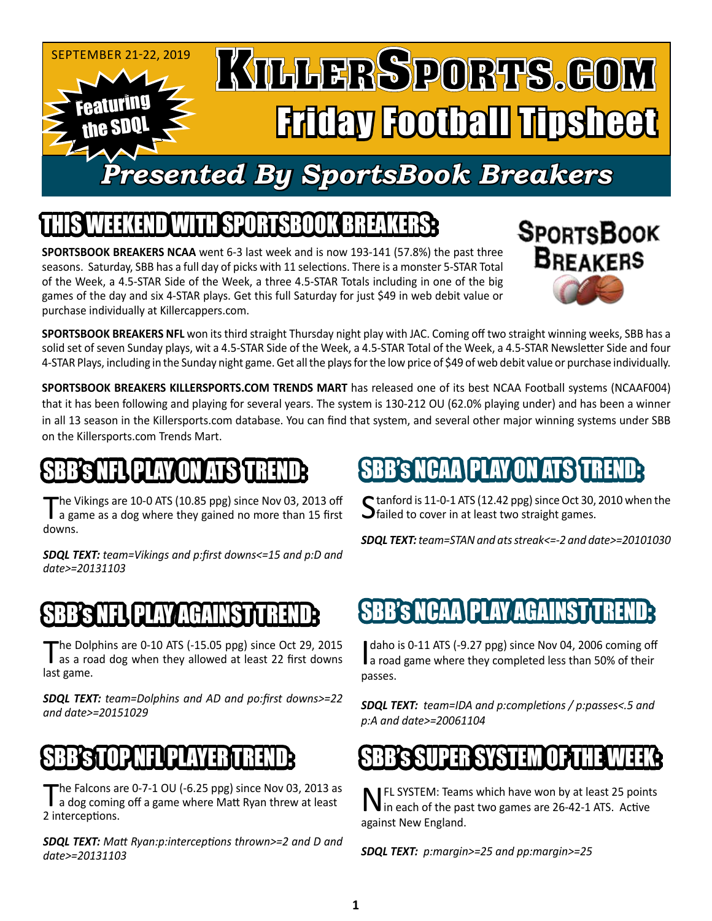SEPTEMBER 21-22, 2019

Featuring the SDQL

# KillerSports.com Friday Football Tipsheet

## Presented By SportsBook Breakers

## THIS WEEKEND WITH SPORTSBOOK BREAKERS:

**SPORTSBOOK BREAKERS NCAA** went 6-3 last week and is now 193-141 (57.8%) the past three seasons. Saturday, SBB has a full day of picks with 11 selections. There is a monster 5-STAR Total of the Week, a 4.5-STAR Side of the Week, a three 4.5-STAR Totals including in one of the big games of the day and six 4-STAR plays. Get this full Saturday for just $49 in web debit value or purchase individually at Killercappers.com.

SportsBook Breakers

**SPORTSBOOK BREAKERS NFL** won its third straight Thursday night play with JAC. Coming off two straight winning weeks, SBB has a solid set of seven Sunday plays, wit a 4.5-STAR Side of the Week, a 4.5-STAR Total of the Week, a 4.5-STAR Newsletter Side and four 4-STAR Plays, including in the Sunday night game. Get all the plays for the low price of $49 of web debit value or purchase individually.

**SPORTSBOOK BREAKERS KILLERSPORTS.COM TRENDS MART** has released one of its best NCAA Football systems (NCAAF004) that it has been following and playing for several years. The system is 130-212 OU (62.0% playing under) and has been a winner in all 13 season in the Killersports.com database. You can find that system, and several other major winning systems under SBB on the Killersports.com Trends Mart.

## SBB's NFL PLAY ON ATS TREND:

The Vikings are 10-0 ATS (10.85 ppg) since Nov 03, 2013 off a game as a dog where they gained no more than 15 first downs.

***SDQL TEXT:*** *team=Vikings and p:first downs<=15 and p:D and date>=20131103*

## SBB's NFL PLAY AGAINST TREND:

The Dolphins are 0-10 ATS (-15.05 ppg) since Oct 29, 2015 as a road dog when they allowed at least 22 first downs last game.

***SDQL TEXT:*** *team=Dolphins and AD and po:first downs>=22 and date>=20151029*

## SBB's TOP NFL PLAYER TREND:

The Falcons are 0-7-1 OU (-6.25 ppg) since Nov 03, 2013 as a dog coming off a game where Matt Ryan threw at least 2 interceptions.

***SDQL TEXT:*** *Matt Ryan:p:interceptions thrown>=2 and D and date>=20131103*

## SBB's NCAA PLAY ON ATS TREND:

Stanford is 11-0-1 ATS (12.42 ppg) since Oct 30, 2010 when the failed to cover in at least two straight games.

***SDQL TEXT:*** *team=STAN and ats streak<=-2 and date>=20101030*

## SBB's NCAA PLAY AGAINST TREND:

Idaho is 0-11 ATS (-9.27 ppg) since Nov 04, 2006 coming off a road game where they completed less than 50% of their passes.

***SDQL TEXT:*** *team=IDA and p:completions / p:passes<.5 and p:A and date>=20061104*

## SBB's SUPER SYSTEM OF THE WEEK:

NFL SYSTEM: Teams which have won by at least 25 points in each of the past two games are 26-42-1 ATS. Active against New England.

***SDQL TEXT:*** *p:margin>=25 and pp:margin>=25*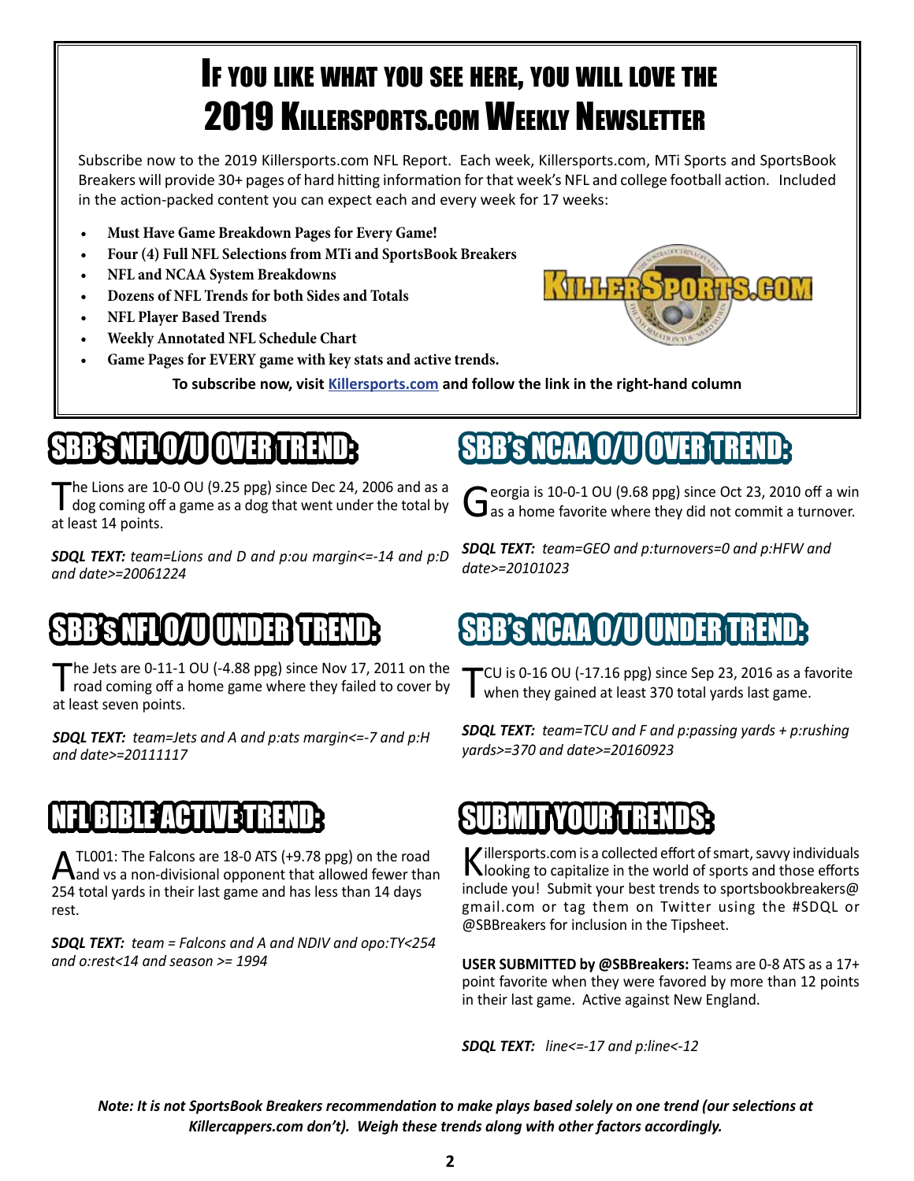# If you like what you see here, you will love the 2019 Killersports.com Weekly Newsletter

Subscribe now to the 2019 Killersports.com NFL Report. Each week, Killersports.com, MTi Sports and SportsBook Breakers will provide 30+ pages of hard hitting information for that week's NFL and college football action. Included in the action-packed content you can expect each and every week for 17 weeks:

- **Must Have Game Breakdown Pages for Every Game!**
- **Four (4) Full NFL Selections from MTi and SportsBook Breakers**
- **NFL and NCAA System Breakdowns**
- **Dozens of NFL Trends for both Sides and Totals**
- **NFL Player Based Trends**
- **Weekly Annotated NFL Schedule Chart**
- **Game Pages for EVERY game with key stats and active trends.**

**To subscribe now, visit Killersports.com and follow the link in the right-hand column**

## SBB's NFL O/U OVER TREND:

The Lions are 10-0 OU (9.25 ppg) since Dec 24, 2006 and as a dog coming off a game as a dog that went under the total by at least 14 points.

***SDQL TEXT:*** *team=Lions and D and p:ou margin<=-14 and p:D and date>=20061224*

## SBB's NFL O/U UNDER TREND:

The Jets are 0-11-1 OU (-4.88 ppg) since Nov 17, 2011 on the road coming off a home game where they failed to cover by at least seven points.

***SDQL TEXT:*** *team=Jets and A and p:ats margin<=-7 and p:H and date>=20111117*

## NFL BIBLE ACTIVE TREND:

ATL001: The Falcons are 18-0 ATS (+9.78 ppg) on the road and vs a non-divisional opponent that allowed fewer than 254 total yards in their last game and has less than 14 days rest.

***SDQL TEXT:*** *team = Falcons and A and NDIV and opo:TY<254 and o:rest<14 and season >= 1994*

## SBB's NCAA O/U OVER TREND:

Georgia is 10-0-1 OU (9.68 ppg) since Oct 23, 2010 off a win as a home favorite where they did not commit a turnover.

***SDQL TEXT:*** *team=GEO and p:turnovers=0 and p:HFW and date>=20101023*

## SBB's NCAA O/U UNDER TREND:

TCU is 0-16 OU (-17.16 ppg) since Sep 23, 2016 as a favorite when they gained at least 370 total yards last game.

***SDQL TEXT:*** *team=TCU and F and p:passing yards + p:rushing yards>=370 and date>=20160923*

## SUBMIT YOUR TRENDS:

Killersports.com is a collected effort of smart, savvy individuals looking to capitalize in the world of sports and those efforts include you! Submit your best trends to sportsbookbreakers@gmail.com or tag them on Twitter using the #SDQL or @SBBreakers for inclusion in the Tipsheet.

**USER SUBMITTED by @SBBreakers:** Teams are 0-8 ATS as a 17+ point favorite when they were favored by more than 12 points in their last game. Active against New England.

***SDQL TEXT:*** *line<=-17 and p:line<-12*

***Note: It is not SportsBook Breakers recommendation to make plays based solely on one trend (our selections at Killercappers.com don't). Weigh these trends along with other factors accordingly.***